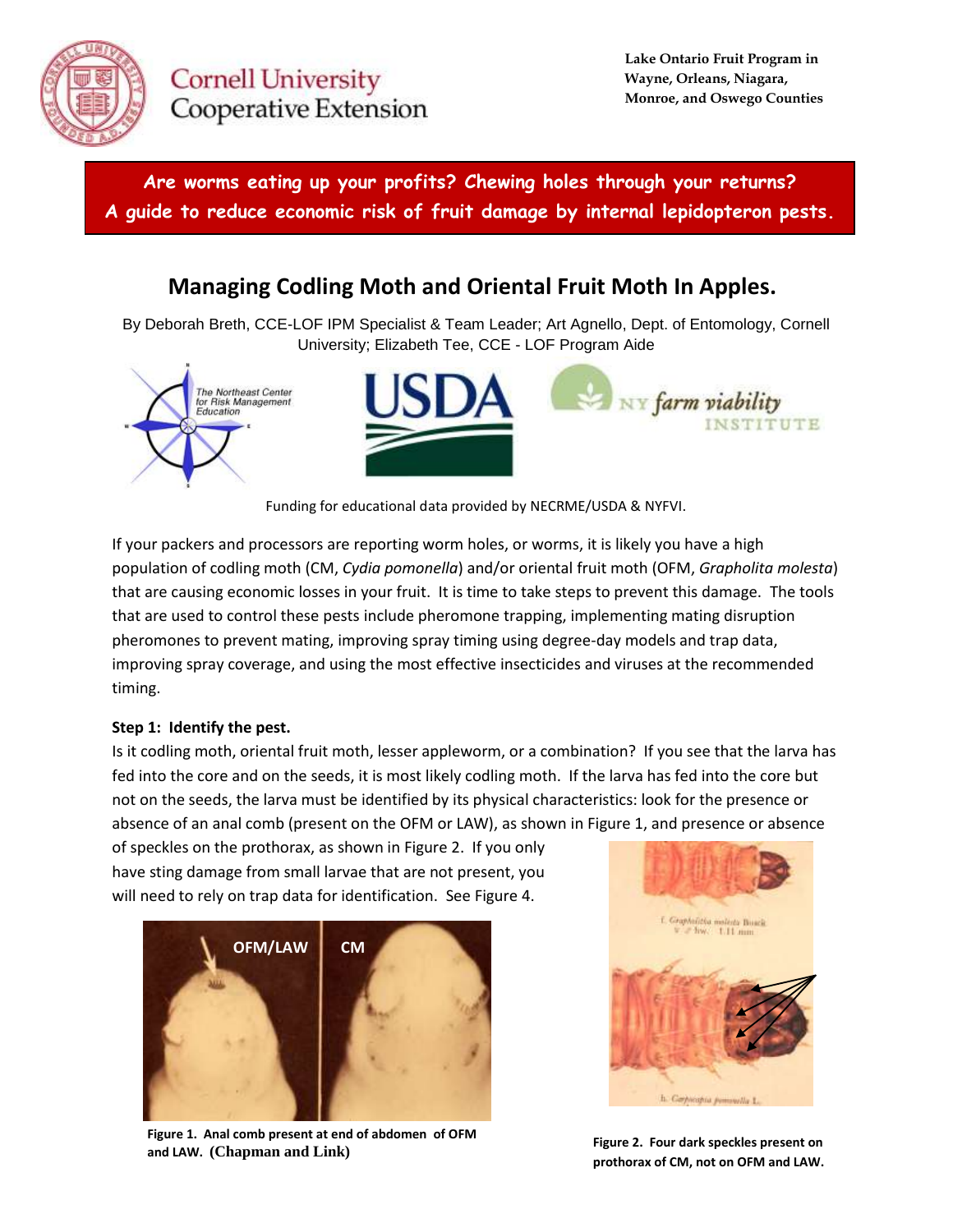Cornell University Cooperative Extension

**Lake Ontario Fruit Program in Wayne, Orleans, Niagara, Monroe, and Oswego Counties**

**Are worms eating up your profits? Chewing holes through your returns?**
**A guide to reduce economic risk of fruit damage by internal lepidopteron pests.**

# Managing Codling Moth and Oriental Fruit Moth In Apples.

By Deborah Breth, CCE-LOF IPM Specialist & Team Leader; Art Agnello, Dept. of Entomology, Cornell University; Elizabeth Tee, CCE - LOF Program Aide

Funding for educational data provided by NECRME/USDA & NYFVI.

If your packers and processors are reporting worm holes, or worms, it is likely you have a high population of codling moth (CM, *Cydia pomonella*) and/or oriental fruit moth (OFM, *Grapholita molesta*) that are causing economic losses in your fruit. It is time to take steps to prevent this damage. The tools that are used to control these pests include pheromone trapping, implementing mating disruption pheromones to prevent mating, improving spray timing using degree-day models and trap data, improving spray coverage, and using the most effective insecticides and viruses at the recommended timing.

**Step 1: Identify the pest.**

Is it codling moth, oriental fruit moth, lesser appleworm, or a combination? If you see that the larva has fed into the core and on the seeds, it is most likely codling moth. If the larva has fed into the core but not on the seeds, the larva must be identified by its physical characteristics: look for the presence or absence of an anal comb (present on the OFM or LAW), as shown in Figure 1, and presence or absence of speckles on the prothorax, as shown in Figure 2. If you only have sting damage from small larvae that are not present, you will need to rely on trap data for identification. See Figure 4.

**Figure 1. Anal comb present at end of abdomen of OFM and LAW. (Chapman and Link)**

**Figure 2. Four dark speckles present on prothorax of CM, not on OFM and LAW.**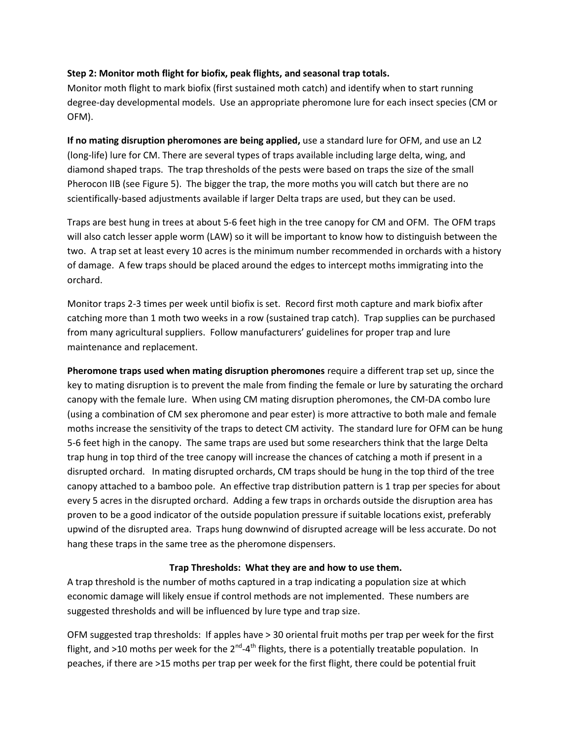**Step 2: Monitor moth flight for biofix, peak flights, and seasonal trap totals.**
Monitor moth flight to mark biofix (first sustained moth catch) and identify when to start running degree-day developmental models. Use an appropriate pheromone lure for each insect species (CM or OFM).

**If no mating disruption pheromones are being applied,** use a standard lure for OFM, and use an L2 (long-life) lure for CM. There are several types of traps available including large delta, wing, and diamond shaped traps. The trap thresholds of the pests were based on traps the size of the small Pherocon IIB (see Figure 5). The bigger the trap, the more moths you will catch but there are no scientifically-based adjustments available if larger Delta traps are used, but they can be used.

Traps are best hung in trees at about 5-6 feet high in the tree canopy for CM and OFM. The OFM traps will also catch lesser apple worm (LAW) so it will be important to know how to distinguish between the two. A trap set at least every 10 acres is the minimum number recommended in orchards with a history of damage. A few traps should be placed around the edges to intercept moths immigrating into the orchard.

Monitor traps 2-3 times per week until biofix is set. Record first moth capture and mark biofix after catching more than 1 moth two weeks in a row (sustained trap catch). Trap supplies can be purchased from many agricultural suppliers. Follow manufacturers' guidelines for proper trap and lure maintenance and replacement.

**Pheromone traps used when mating disruption pheromones** require a different trap set up, since the key to mating disruption is to prevent the male from finding the female or lure by saturating the orchard canopy with the female lure. When using CM mating disruption pheromones, the CM-DA combo lure (using a combination of CM sex pheromone and pear ester) is more attractive to both male and female moths increase the sensitivity of the traps to detect CM activity. The standard lure for OFM can be hung 5-6 feet high in the canopy. The same traps are used but some researchers think that the large Delta trap hung in top third of the tree canopy will increase the chances of catching a moth if present in a disrupted orchard. In mating disrupted orchards, CM traps should be hung in the top third of the tree canopy attached to a bamboo pole. An effective trap distribution pattern is 1 trap per species for about every 5 acres in the disrupted orchard. Adding a few traps in orchards outside the disruption area has proven to be a good indicator of the outside population pressure if suitable locations exist, preferably upwind of the disrupted area. Traps hung downwind of disrupted acreage will be less accurate. Do not hang these traps in the same tree as the pheromone dispensers.

**Trap Thresholds: What they are and how to use them.**

A trap threshold is the number of moths captured in a trap indicating a population size at which economic damage will likely ensue if control methods are not implemented. These numbers are suggested thresholds and will be influenced by lure type and trap size.

OFM suggested trap thresholds: If apples have > 30 oriental fruit moths per trap per week for the first flight, and >10 moths per week for the 2nd-4th flights, there is a potentially treatable population. In peaches, if there are >15 moths per trap per week for the first flight, there could be potential fruit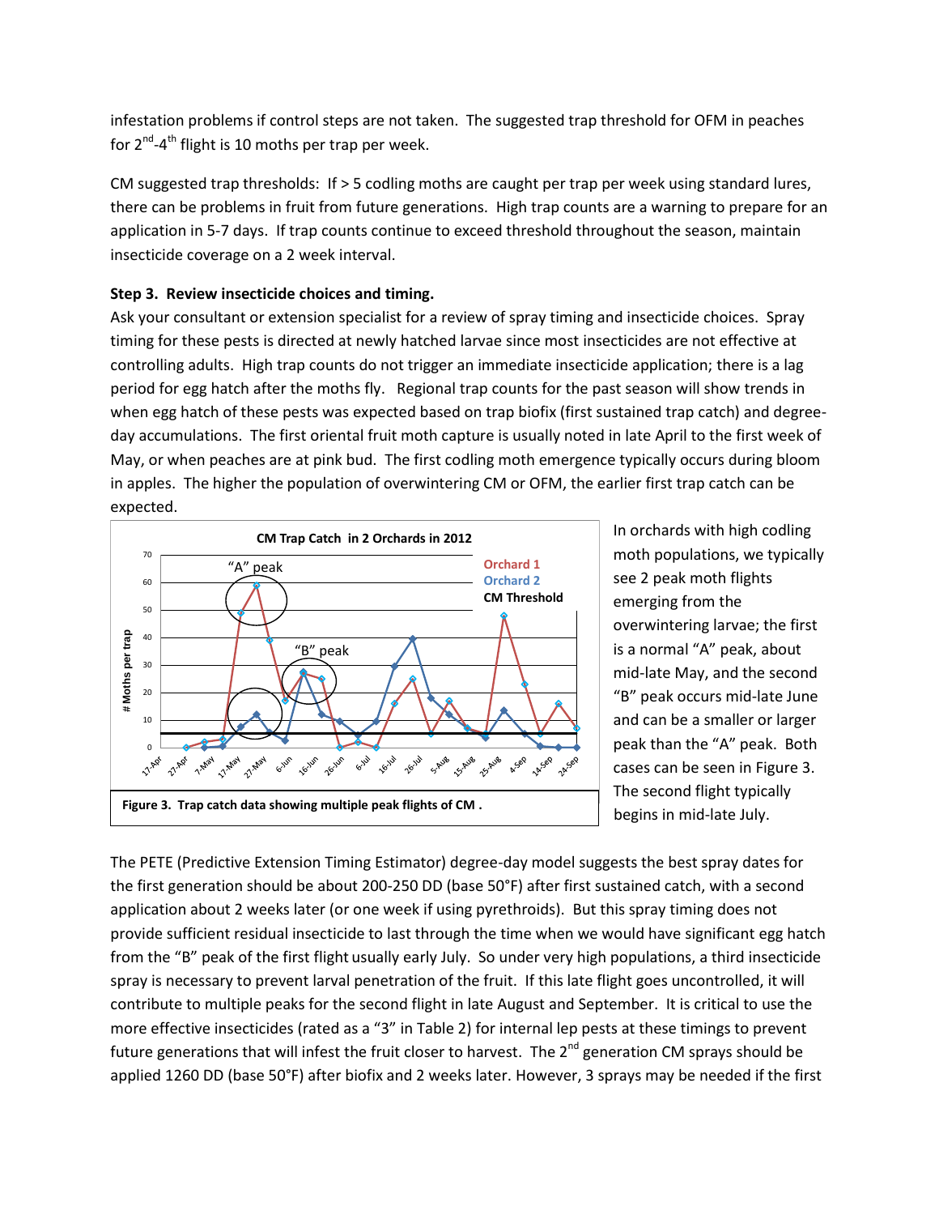infestation problems if control steps are not taken. The suggested trap threshold for OFM in peaches for 2nd-4th flight is 10 moths per trap per week.

CM suggested trap thresholds: If > 5 codling moths are caught per trap per week using standard lures, there can be problems in fruit from future generations. High trap counts are a warning to prepare for an application in 5-7 days. If trap counts continue to exceed threshold throughout the season, maintain insecticide coverage on a 2 week interval.

**Step 3. Review insecticide choices and timing.**

Ask your consultant or extension specialist for a review of spray timing and insecticide choices. Spray timing for these pests is directed at newly hatched larvae since most insecticides are not effective at controlling adults. High trap counts do not trigger an immediate insecticide application; there is a lag period for egg hatch after the moths fly. Regional trap counts for the past season will show trends in when egg hatch of these pests was expected based on trap biofix (first sustained trap catch) and degree-day accumulations. The first oriental fruit moth capture is usually noted in late April to the first week of May, or when peaches are at pink bud. The first codling moth emergence typically occurs during bloom in apples. The higher the population of overwintering CM or OFM, the earlier first trap catch can be expected.

**Figure 3. Trap catch data showing multiple peak flights of CM .**

In orchards with high codling moth populations, we typically see 2 peak moth flights emerging from the overwintering larvae; the first is a normal "A" peak, about mid-late May, and the second "B" peak occurs mid-late June and can be a smaller or larger peak than the "A" peak. Both cases can be seen in Figure 3. The second flight typically begins in mid-late July.

The PETE (Predictive Extension Timing Estimator) degree-day model suggests the best spray dates for the first generation should be about 200-250 DD (base 50°F) after first sustained catch, with a second application about 2 weeks later (or one week if using pyrethroids). But this spray timing does not provide sufficient residual insecticide to last through the time when we would have significant egg hatch from the "B" peak of the first flight usually early July. So under very high populations, a third insecticide spray is necessary to prevent larval penetration of the fruit. If this late flight goes uncontrolled, it will contribute to multiple peaks for the second flight in late August and September. It is critical to use the more effective insecticides (rated as a "3" in Table 2) for internal lep pests at these timings to prevent future generations that will infest the fruit closer to harvest. The 2nd generation CM sprays should be applied 1260 DD (base 50°F) after biofix and 2 weeks later. However, 3 sprays may be needed if the first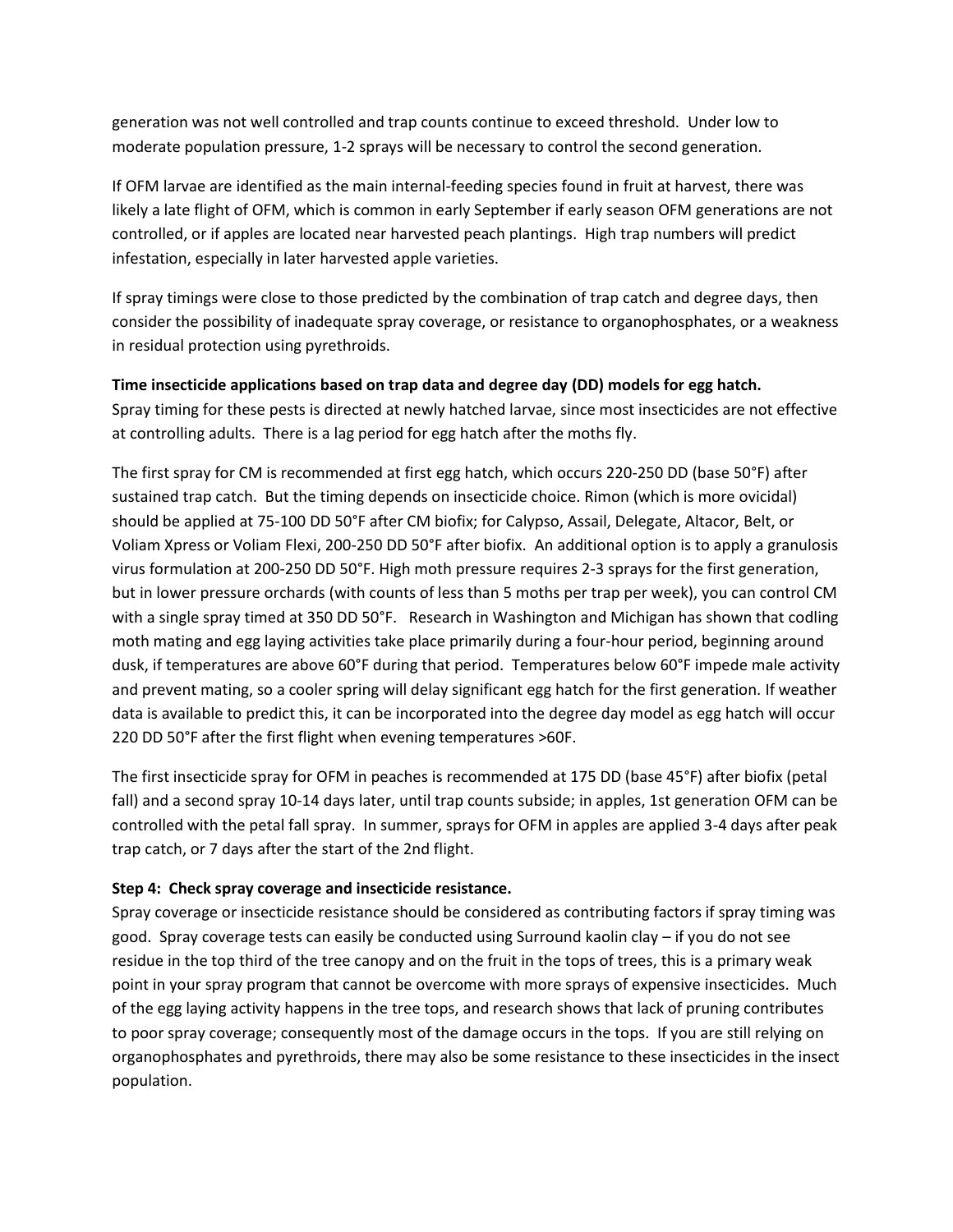generation was not well controlled and trap counts continue to exceed threshold. Under low to moderate population pressure, 1-2 sprays will be necessary to control the second generation.

If OFM larvae are identified as the main internal-feeding species found in fruit at harvest, there was likely a late flight of OFM, which is common in early September if early season OFM generations are not controlled, or if apples are located near harvested peach plantings. High trap numbers will predict infestation, especially in later harvested apple varieties.

If spray timings were close to those predicted by the combination of trap catch and degree days, then consider the possibility of inadequate spray coverage, or resistance to organophosphates, or a weakness in residual protection using pyrethroids.

**Time insecticide applications based on trap data and degree day (DD) models for egg hatch.**
Spray timing for these pests is directed at newly hatched larvae, since most insecticides are not effective at controlling adults. There is a lag period for egg hatch after the moths fly.

The first spray for CM is recommended at first egg hatch, which occurs 220-250 DD (base 50°F) after sustained trap catch. But the timing depends on insecticide choice. Rimon (which is more ovicidal) should be applied at 75-100 DD 50°F after CM biofix; for Calypso, Assail, Delegate, Altacor, Belt, or Voliam Xpress or Voliam Flexi, 200-250 DD 50°F after biofix. An additional option is to apply a granulosis virus formulation at 200-250 DD 50°F. High moth pressure requires 2-3 sprays for the first generation, but in lower pressure orchards (with counts of less than 5 moths per trap per week), you can control CM with a single spray timed at 350 DD 50°F. Research in Washington and Michigan has shown that codling moth mating and egg laying activities take place primarily during a four-hour period, beginning around dusk, if temperatures are above 60°F during that period. Temperatures below 60°F impede male activity and prevent mating, so a cooler spring will delay significant egg hatch for the first generation. If weather data is available to predict this, it can be incorporated into the degree day model as egg hatch will occur 220 DD 50°F after the first flight when evening temperatures >60F.

The first insecticide spray for OFM in peaches is recommended at 175 DD (base 45°F) after biofix (petal fall) and a second spray 10-14 days later, until trap counts subside; in apples, 1st generation OFM can be controlled with the petal fall spray. In summer, sprays for OFM in apples are applied 3-4 days after peak trap catch, or 7 days after the start of the 2nd flight.

**Step 4: Check spray coverage and insecticide resistance.**
Spray coverage or insecticide resistance should be considered as contributing factors if spray timing was good. Spray coverage tests can easily be conducted using Surround kaolin clay – if you do not see residue in the top third of the tree canopy and on the fruit in the tops of trees, this is a primary weak point in your spray program that cannot be overcome with more sprays of expensive insecticides. Much of the egg laying activity happens in the tree tops, and research shows that lack of pruning contributes to poor spray coverage; consequently most of the damage occurs in the tops. If you are still relying on organophosphates and pyrethroids, there may also be some resistance to these insecticides in the insect population.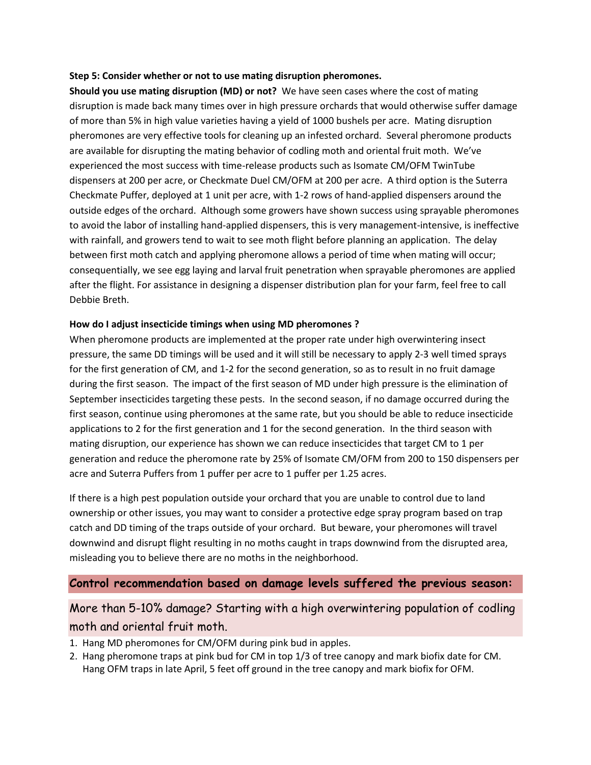**Step 5: Consider whether or not to use mating disruption pheromones.**

**Should you use mating disruption (MD) or not?** We have seen cases where the cost of mating disruption is made back many times over in high pressure orchards that would otherwise suffer damage of more than 5% in high value varieties having a yield of 1000 bushels per acre. Mating disruption pheromones are very effective tools for cleaning up an infested orchard. Several pheromone products are available for disrupting the mating behavior of codling moth and oriental fruit moth. We've experienced the most success with time-release products such as Isomate CM/OFM TwinTube dispensers at 200 per acre, or Checkmate Duel CM/OFM at 200 per acre. A third option is the Suterra Checkmate Puffer, deployed at 1 unit per acre, with 1-2 rows of hand-applied dispensers around the outside edges of the orchard. Although some growers have shown success using sprayable pheromones to avoid the labor of installing hand-applied dispensers, this is very management-intensive, is ineffective with rainfall, and growers tend to wait to see moth flight before planning an application. The delay between first moth catch and applying pheromone allows a period of time when mating will occur; consequentially, we see egg laying and larval fruit penetration when sprayable pheromones are applied after the flight. For assistance in designing a dispenser distribution plan for your farm, feel free to call Debbie Breth.

**How do I adjust insecticide timings when using MD pheromones ?**

When pheromone products are implemented at the proper rate under high overwintering insect pressure, the same DD timings will be used and it will still be necessary to apply 2-3 well timed sprays for the first generation of CM, and 1-2 for the second generation, so as to result in no fruit damage during the first season. The impact of the first season of MD under high pressure is the elimination of September insecticides targeting these pests. In the second season, if no damage occurred during the first season, continue using pheromones at the same rate, but you should be able to reduce insecticide applications to 2 for the first generation and 1 for the second generation. In the third season with mating disruption, our experience has shown we can reduce insecticides that target CM to 1 per generation and reduce the pheromone rate by 25% of Isomate CM/OFM from 200 to 150 dispensers per acre and Suterra Puffers from 1 puffer per acre to 1 puffer per 1.25 acres.

If there is a high pest population outside your orchard that you are unable to control due to land ownership or other issues, you may want to consider a protective edge spray program based on trap catch and DD timing of the traps outside of your orchard. But beware, your pheromones will travel downwind and disrupt flight resulting in no moths caught in traps downwind from the disrupted area, misleading you to believe there are no moths in the neighborhood.

## Control recommendation based on damage levels suffered the previous season:

### More than 5-10% damage? Starting with a high overwintering population of codling moth and oriental fruit moth.

1. Hang MD pheromones for CM/OFM during pink bud in apples.
2. Hang pheromone traps at pink bud for CM in top 1/3 of tree canopy and mark biofix date for CM. Hang OFM traps in late April, 5 feet off ground in the tree canopy and mark biofix for OFM.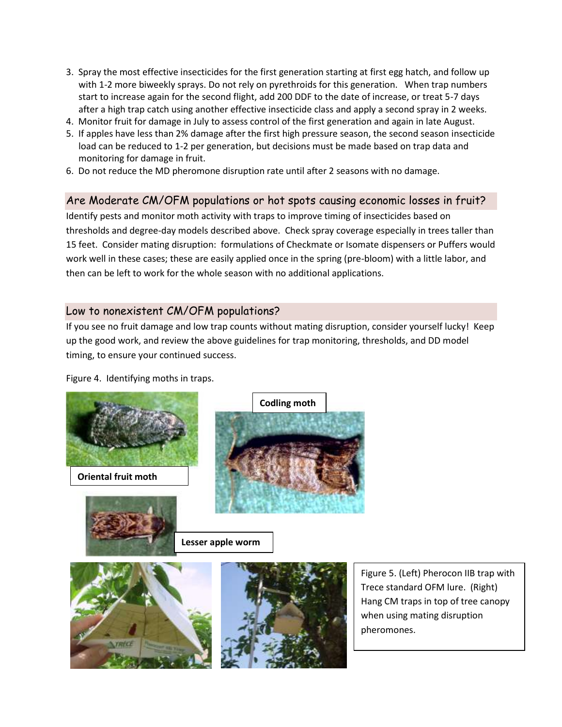3. Spray the most effective insecticides for the first generation starting at first egg hatch, and follow up with 1-2 more biweekly sprays. Do not rely on pyrethroids for this generation. When trap numbers start to increase again for the second flight, add 200 DDF to the date of increase, or treat 5-7 days after a high trap catch using another effective insecticide class and apply a second spray in 2 weeks.
4. Monitor fruit for damage in July to assess control of the first generation and again in late August.
5. If apples have less than 2% damage after the first high pressure season, the second season insecticide load can be reduced to 1-2 per generation, but decisions must be made based on trap data and monitoring for damage in fruit.
6. Do not reduce the MD pheromone disruption rate until after 2 seasons with no damage.

## Are Moderate CM/OFM populations or hot spots causing economic losses in fruit?

Identify pests and monitor moth activity with traps to improve timing of insecticides based on thresholds and degree-day models described above. Check spray coverage especially in trees taller than 15 feet. Consider mating disruption: formulations of Checkmate or Isomate dispensers or Puffers would work well in these cases; these are easily applied once in the spring (pre-bloom) with a little labor, and then can be left to work for the whole season with no additional applications.

## Low to nonexistent CM/OFM populations?

If you see no fruit damage and low trap counts without mating disruption, consider yourself lucky! Keep up the good work, and review the above guidelines for trap monitoring, thresholds, and DD model timing, to ensure your continued success.

Figure 4. Identifying moths in traps.

**Oriental fruit moth**

**Codling moth**

**Lesser apple worm**

Figure 5. (Left) Pherocon IIB trap with Trece standard OFM lure. (Right) Hang CM traps in top of tree canopy when using mating disruption pheromones.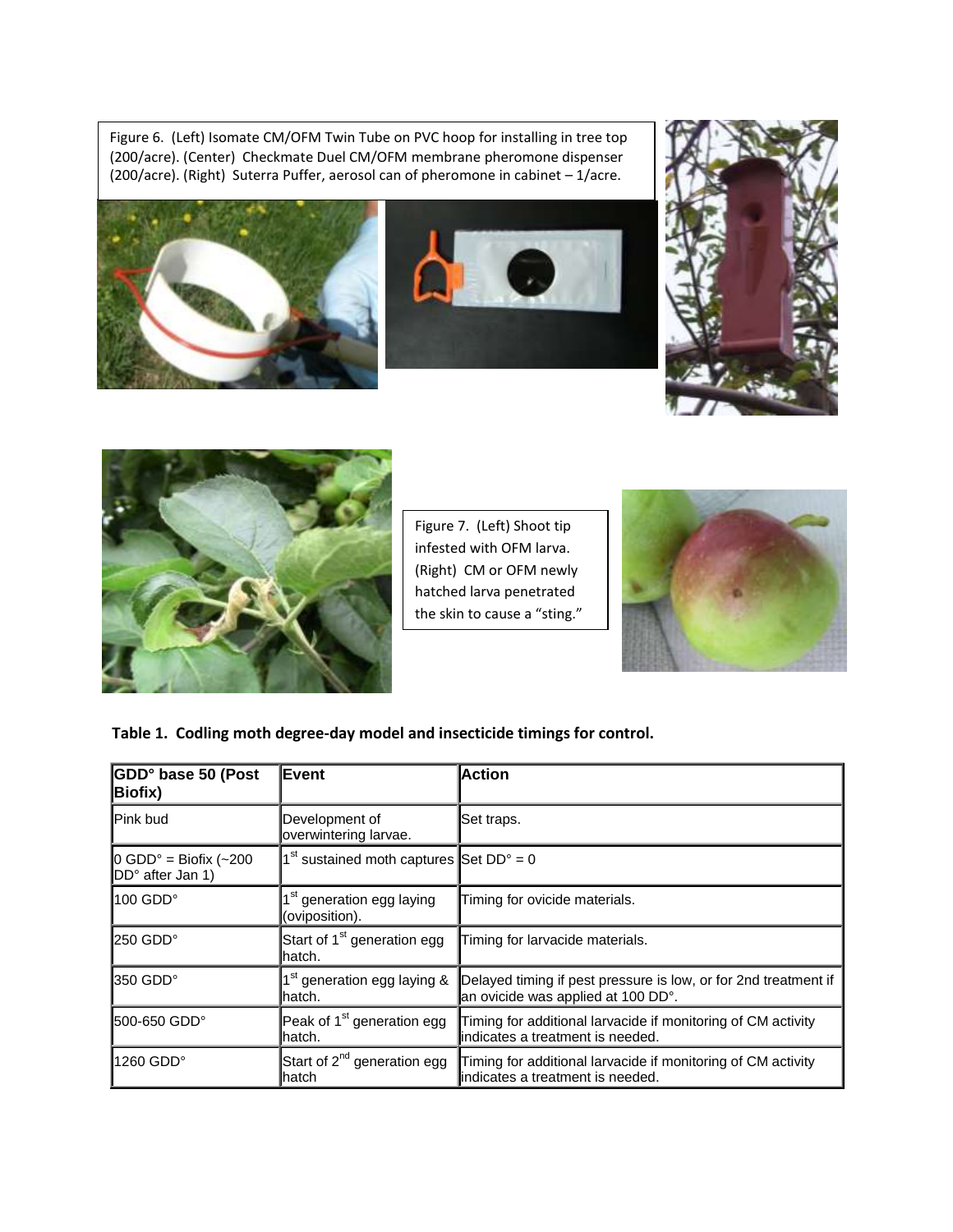Figure 6. (Left) Isomate CM/OFM Twin Tube on PVC hoop for installing in tree top (200/acre). (Center) Checkmate Duel CM/OFM membrane pheromone dispenser (200/acre). (Right) Suterra Puffer, aerosol can of pheromone in cabinet – 1/acre.

Figure 7. (Left) Shoot tip infested with OFM larva. (Right) CM or OFM newly hatched larva penetrated the skin to cause a "sting."

**Table 1. Codling moth degree-day model and insecticide timings for control.**

| GDD° base 50 (Post Biofix) | Event | Action |
|---|---|---|
| Pink bud | Development of overwintering larvae. | Set traps. |
| 0 GDD° = Biofix (~200 DD° after Jan 1) | 1st sustained moth captures | Set DD° = 0 |
| 100 GDD° | 1st generation egg laying (oviposition). | Timing for ovicide materials. |
| 250 GDD° | Start of 1st generation egg hatch. | Timing for larvacide materials. |
| 350 GDD° | 1st generation egg laying & hatch. | Delayed timing if pest pressure is low, or for 2nd treatment if an ovicide was applied at 100 DD°. |
| 500-650 GDD° | Peak of 1st generation egg hatch. | Timing for additional larvacide if monitoring of CM activity indicates a treatment is needed. |
| 1260 GDD° | Start of 2nd generation egg hatch | Timing for additional larvacide if monitoring of CM activity indicates a treatment is needed. |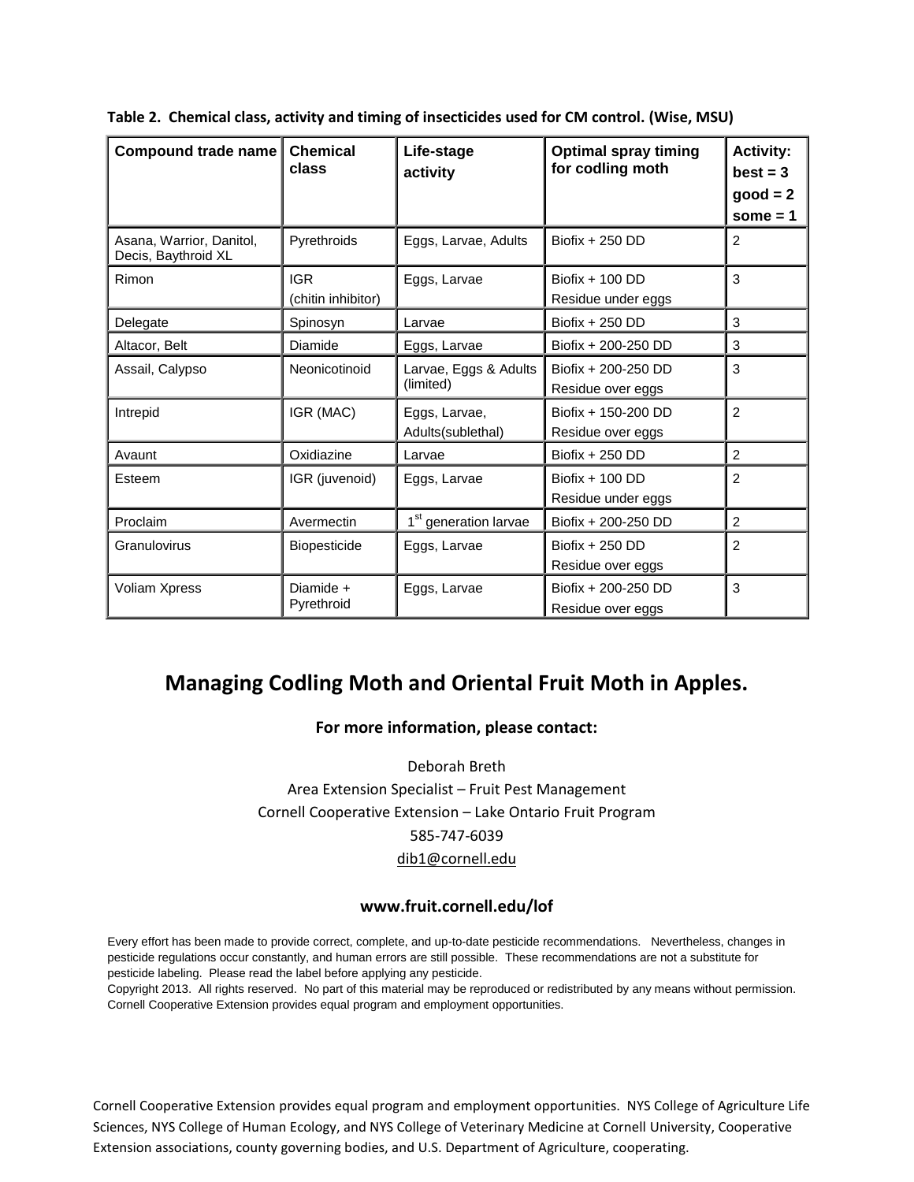**Table 2. Chemical class, activity and timing of insecticides used for CM control. (Wise, MSU)**

| Compound trade name | Chemical class | Life-stage activity | Optimal spray timing for codling moth | Activity: best = 3 good = 2 some = 1 |
|---|---|---|---|---|
| Asana, Warrior, Danitol, Decis, Baythroid XL | Pyrethroids | Eggs, Larvae, Adults | Biofix + 250 DD | 2 |
| Rimon | IGR (chitin inhibitor) | Eggs, Larvae | Biofix + 100 DD Residue under eggs | 3 |
| Delegate | Spinosyn | Larvae | Biofix + 250 DD | 3 |
| Altacor, Belt | Diamide | Eggs, Larvae | Biofix + 200-250 DD | 3 |
| Assail, Calypso | Neonicotinoid | Larvae, Eggs & Adults (limited) | Biofix + 200-250 DD Residue over eggs | 3 |
| Intrepid | IGR (MAC) | Eggs, Larvae, Adults(sublethal) | Biofix + 150-200 DD Residue over eggs | 2 |
| Avaunt | Oxidiazine | Larvae | Biofix + 250 DD | 2 |
| Esteem | IGR (juvenoid) | Eggs, Larvae | Biofix + 100 DD Residue under eggs | 2 |
| Proclaim | Avermectin | 1st generation larvae | Biofix + 200-250 DD | 2 |
| Granulovirus | Biopesticide | Eggs, Larvae | Biofix + 250 DD Residue over eggs | 2 |
| Voliam Xpress | Diamide + Pyrethroid | Eggs, Larvae | Biofix + 200-250 DD Residue over eggs | 3 |

# Managing Codling Moth and Oriental Fruit Moth in Apples.

**For more information, please contact:**

Deborah Breth
Area Extension Specialist – Fruit Pest Management
Cornell Cooperative Extension – Lake Ontario Fruit Program
585-747-6039
dib1@cornell.edu

**www.fruit.cornell.edu/lof**

Every effort has been made to provide correct, complete, and up-to-date pesticide recommendations. Nevertheless, changes in pesticide regulations occur constantly, and human errors are still possible. These recommendations are not a substitute for pesticide labeling. Please read the label before applying any pesticide.
Copyright 2013. All rights reserved. No part of this material may be reproduced or redistributed by any means without permission.
Cornell Cooperative Extension provides equal program and employment opportunities.

Cornell Cooperative Extension provides equal program and employment opportunities. NYS College of Agriculture Life Sciences, NYS College of Human Ecology, and NYS College of Veterinary Medicine at Cornell University, Cooperative Extension associations, county governing bodies, and U.S. Department of Agriculture, cooperating.